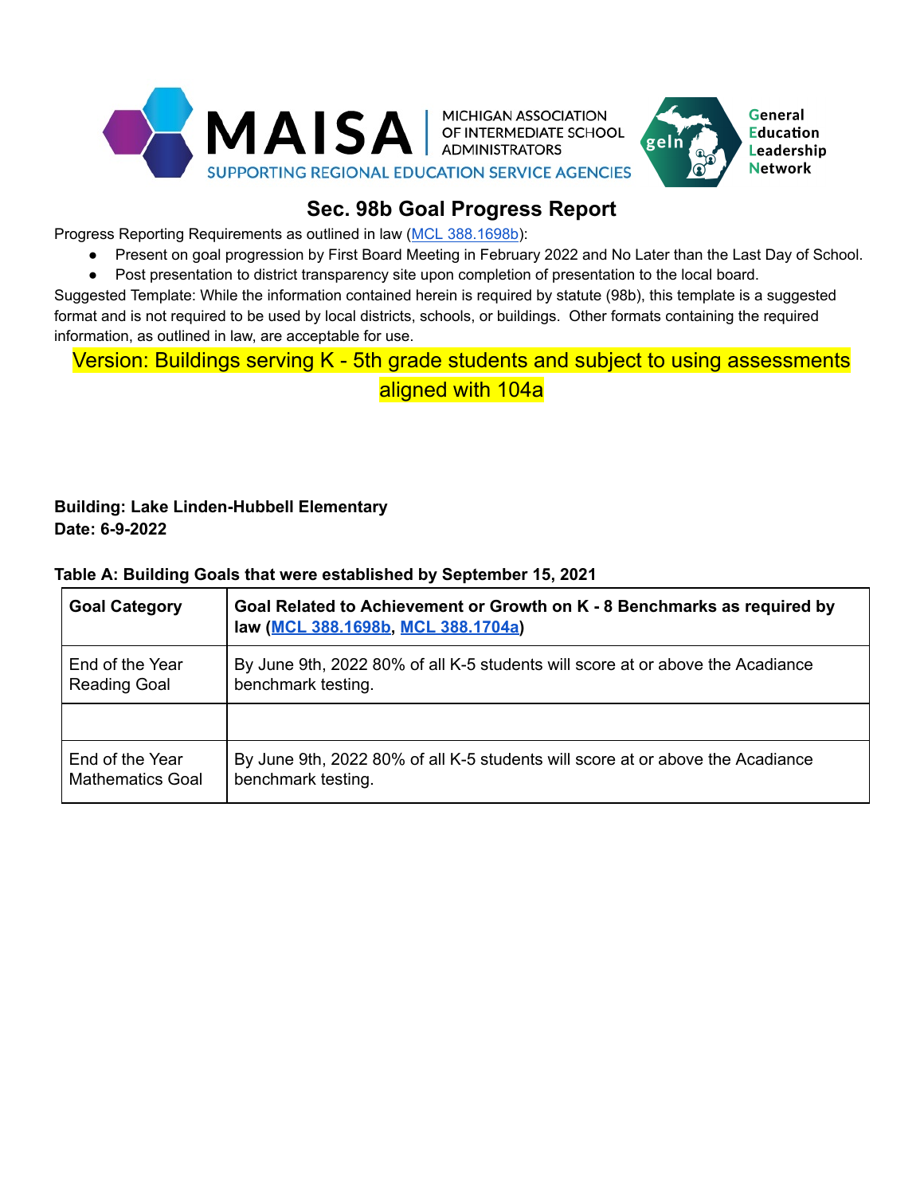MAISA | MICHIGAN ASSOCIATION OF INTERMEDIATE SCHOOL ADMINISTRATORS
SUPPORTING REGIONAL EDUCATION SERVICE AGENCIES

geln — General Education Leadership Network

# Sec. 98b Goal Progress Report

Progress Reporting Requirements as outlined in law (MCL 388.1698b):

- Present on goal progression by First Board Meeting in February 2022 and No Later than the Last Day of School.
- Post presentation to district transparency site upon completion of presentation to the local board.

Suggested Template: While the information contained herein is required by statute (98b), this template is a suggested format and is not required to be used by local districts, schools, or buildings. Other formats containing the required information, as outlined in law, are acceptable for use.

Version: Buildings serving K - 5th grade students and subject to using assessments aligned with 104a

**Building: Lake Linden-Hubbell Elementary**
**Date: 6-9-2022**

**Table A: Building Goals that were established by September 15, 2021**

| Goal Category | Goal Related to Achievement or Growth on K - 8 Benchmarks as required by law (MCL 388.1698b, MCL 388.1704a) |
|---|---|
| End of the Year Reading Goal | By June 9th, 2022 80% of all K-5 students will score at or above the Acadiance benchmark testing. |
| | |
| End of the Year Mathematics Goal | By June 9th, 2022 80% of all K-5 students will score at or above the Acadiance benchmark testing. |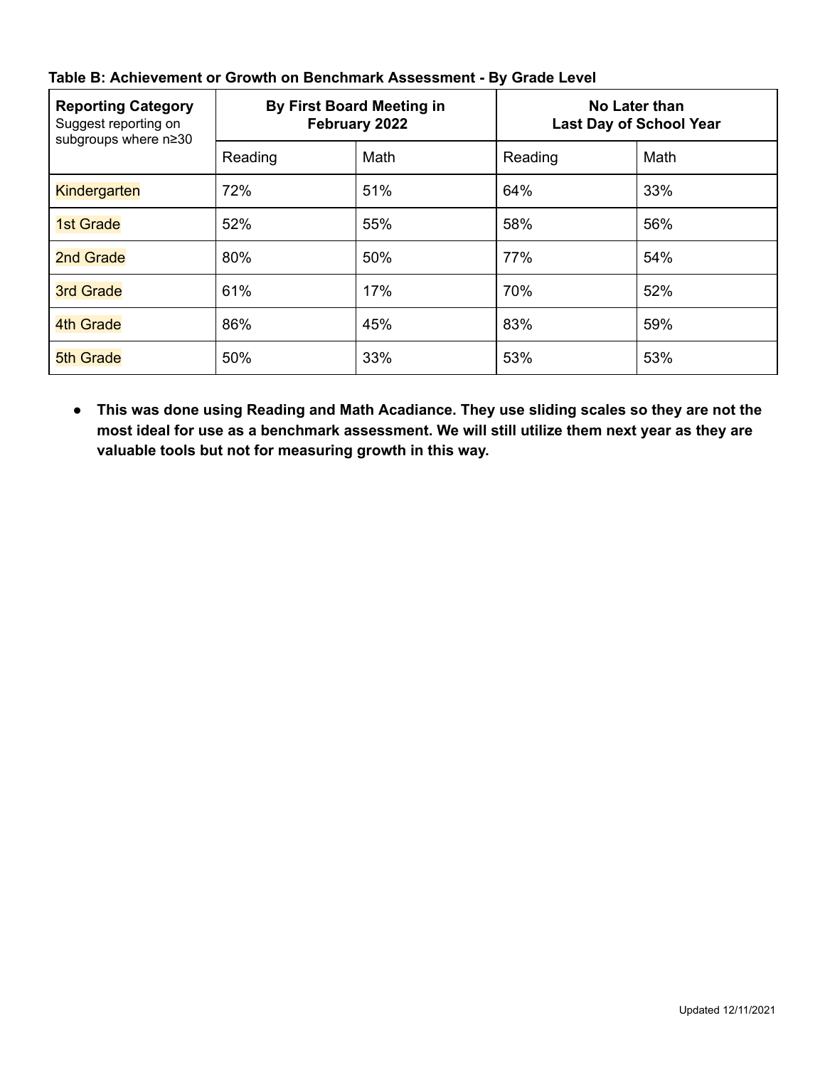**Table B: Achievement or Growth on Benchmark Assessment - By Grade Level**

| **Reporting Category** Suggest reporting on subgroups where n≥30 | **By First Board Meeting in February 2022** | | **No Later than Last Day of School Year** | |
|---|---|---|---|---|
| | Reading | Math | Reading | Math |
| Kindergarten | 72% | 51% | 64% | 33% |
| 1st Grade | 52% | 55% | 58% | 56% |
| 2nd Grade | 80% | 50% | 77% | 54% |
| 3rd Grade | 61% | 17% | 70% | 52% |
| 4th Grade | 86% | 45% | 83% | 59% |
| 5th Grade | 50% | 33% | 53% | 53% |

- **This was done using Reading and Math Acadiance. They use sliding scales so they are not the most ideal for use as a benchmark assessment. We will still utilize them next year as they are valuable tools but not for measuring growth in this way.**

Updated 12/11/2021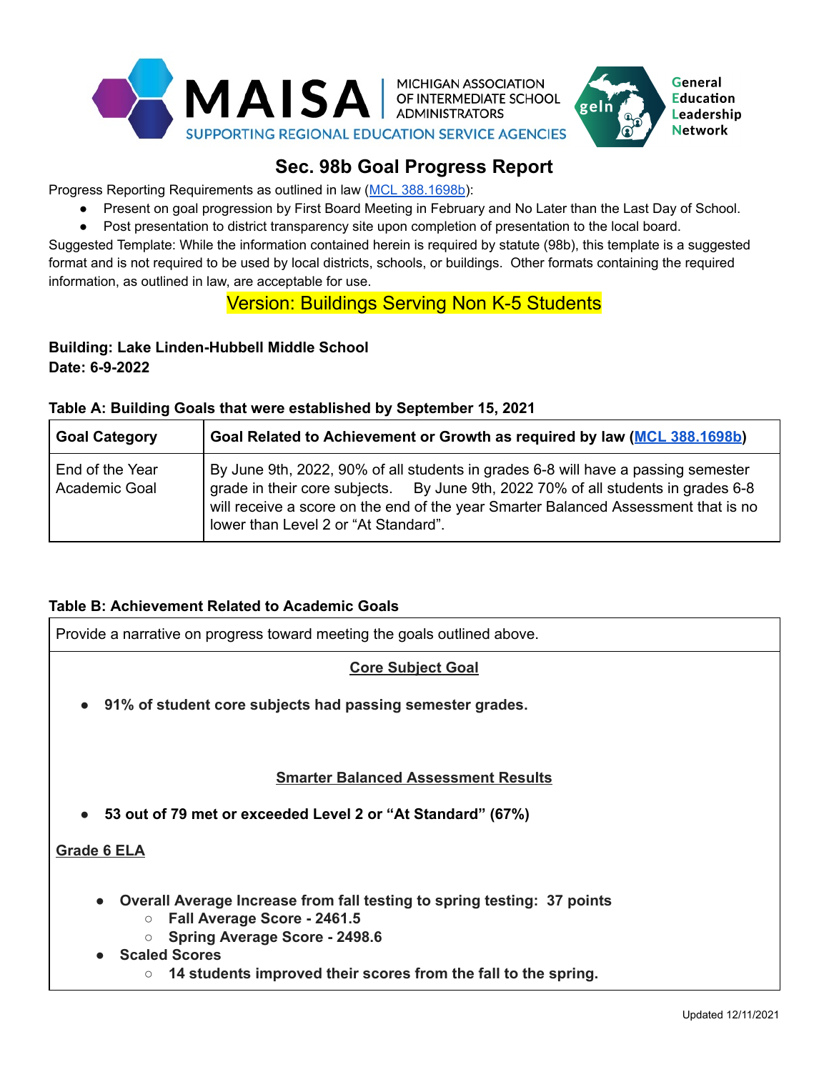MAISA — MICHIGAN ASSOCIATION OF INTERMEDIATE SCHOOL ADMINISTRATORS — SUPPORTING REGIONAL EDUCATION SERVICE AGENCIES

geln — General Education Leadership Network

# Sec. 98b Goal Progress Report

Progress Reporting Requirements as outlined in law (MCL 388.1698b):

- Present on goal progression by First Board Meeting in February and No Later than the Last Day of School.
- Post presentation to district transparency site upon completion of presentation to the local board.

Suggested Template: While the information contained herein is required by statute (98b), this template is a suggested format and is not required to be used by local districts, schools, or buildings. Other formats containing the required information, as outlined in law, are acceptable for use.

Version: Buildings Serving Non K-5 Students

**Building: Lake Linden-Hubbell Middle School**
**Date: 6-9-2022**

**Table A: Building Goals that were established by September 15, 2021**

| Goal Category | Goal Related to Achievement or Growth as required by law (MCL 388.1698b) |
|---|---|
| End of the Year Academic Goal | By June 9th, 2022, 90% of all students in grades 6-8 will have a passing semester grade in their core subjects. By June 9th, 2022 70% of all students in grades 6-8 will receive a score on the end of the year Smarter Balanced Assessment that is no lower than Level 2 or "At Standard". |

**Table B: Achievement Related to Academic Goals**

Provide a narrative on progress toward meeting the goals outlined above.

**Core Subject Goal**

- **91% of student core subjects had passing semester grades.**

**Smarter Balanced Assessment Results**

- **53 out of 79 met or exceeded Level 2 or "At Standard" (67%)**

**Grade 6 ELA**

- **Overall Average Increase from fall testing to spring testing: 37 points**
  - **Fall Average Score - 2461.5**
  - **Spring Average Score - 2498.6**
- **Scaled Scores**
  - **14 students improved their scores from the fall to the spring.**

Updated 12/11/2021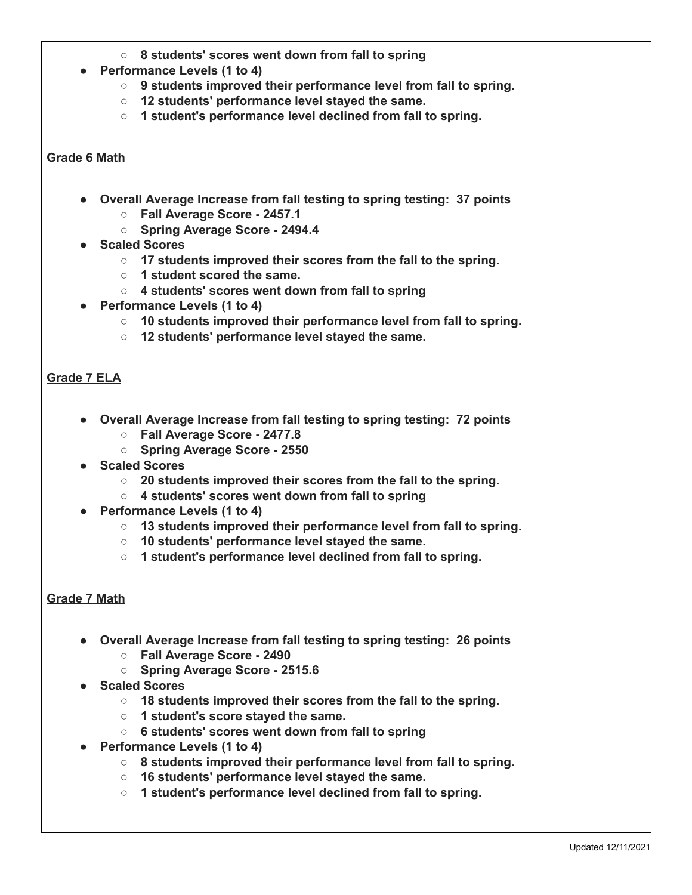- **8 students' scores went down from fall to spring**
- **Performance Levels (1 to 4)**
  - **9 students improved their performance level from fall to spring.**
  - **12 students' performance level stayed the same.**
  - **1 student's performance level declined from fall to spring.**

**<u>Grade 6 Math</u>**

- **Overall Average Increase from fall testing to spring testing: 37 points**
  - **Fall Average Score - 2457.1**
  - **Spring Average Score - 2494.4**
- **Scaled Scores**
  - **17 students improved their scores from the fall to the spring.**
  - **1 student scored the same.**
  - **4 students' scores went down from fall to spring**
- **Performance Levels (1 to 4)**
  - **10 students improved their performance level from fall to spring.**
  - **12 students' performance level stayed the same.**

**<u>Grade 7 ELA</u>**

- **Overall Average Increase from fall testing to spring testing: 72 points**
  - **Fall Average Score - 2477.8**
  - **Spring Average Score - 2550**
- **Scaled Scores**
  - **20 students improved their scores from the fall to the spring.**
  - **4 students' scores went down from fall to spring**
- **Performance Levels (1 to 4)**
  - **13 students improved their performance level from fall to spring.**
  - **10 students' performance level stayed the same.**
  - **1 student's performance level declined from fall to spring.**

**<u>Grade 7 Math</u>**

- **Overall Average Increase from fall testing to spring testing: 26 points**
  - **Fall Average Score - 2490**
  - **Spring Average Score - 2515.6**
- **Scaled Scores**
  - **18 students improved their scores from the fall to the spring.**
  - **1 student's score stayed the same.**
  - **6 students' scores went down from fall to spring**
- **Performance Levels (1 to 4)**
  - **8 students improved their performance level from fall to spring.**
  - **16 students' performance level stayed the same.**
  - **1 student's performance level declined from fall to spring.**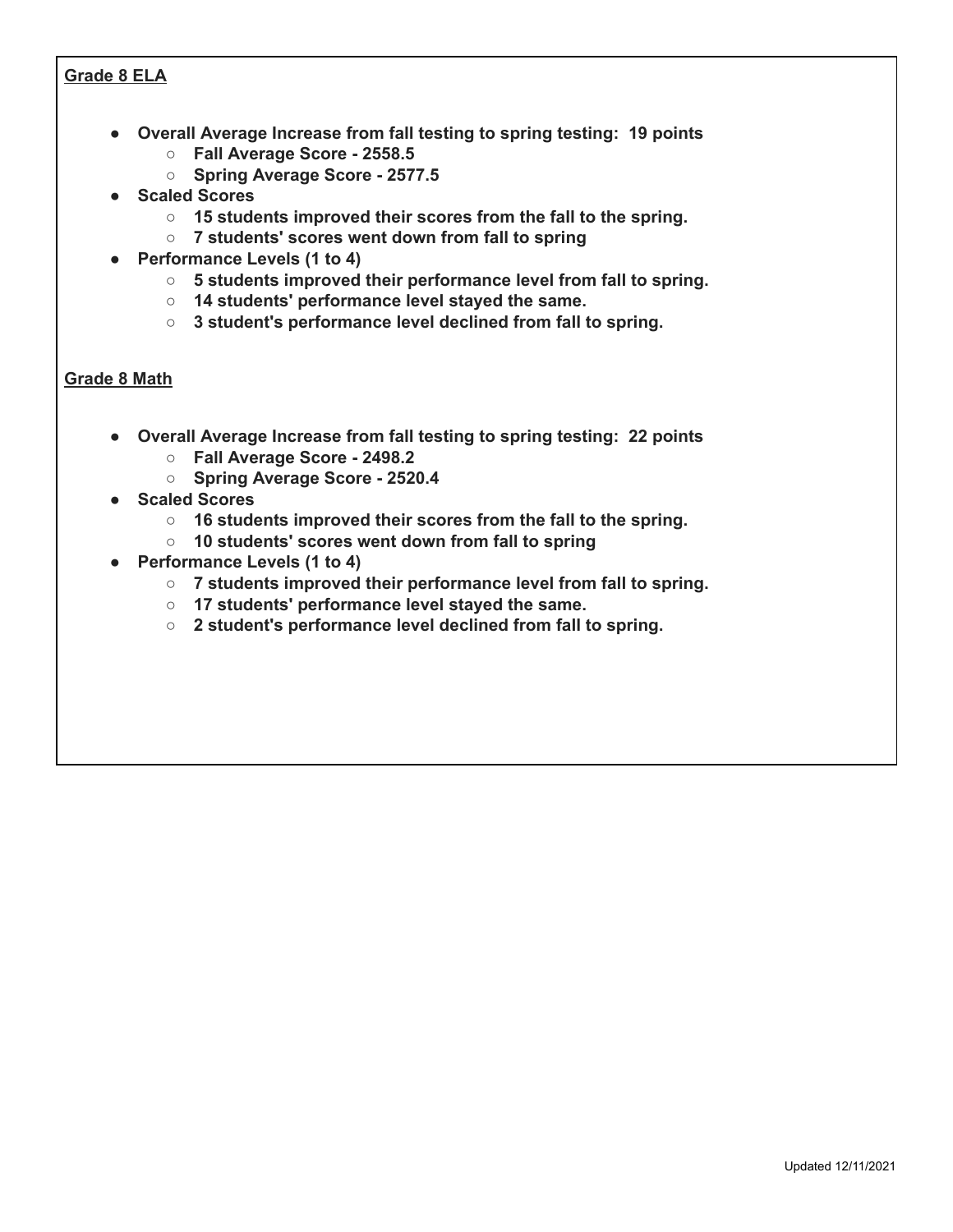**Grade 8 ELA**

- **Overall Average Increase from fall testing to spring testing: 19 points**
  - **Fall Average Score - 2558.5**
  - **Spring Average Score - 2577.5**
- **Scaled Scores**
  - **15 students improved their scores from the fall to the spring.**
  - **7 students' scores went down from fall to spring**
- **Performance Levels (1 to 4)**
  - **5 students improved their performance level from fall to spring.**
  - **14 students' performance level stayed the same.**
  - **3 student's performance level declined from fall to spring.**

**Grade 8 Math**

- **Overall Average Increase from fall testing to spring testing: 22 points**
  - **Fall Average Score - 2498.2**
  - **Spring Average Score - 2520.4**
- **Scaled Scores**
  - **16 students improved their scores from the fall to the spring.**
  - **10 students' scores went down from fall to spring**
- **Performance Levels (1 to 4)**
  - **7 students improved their performance level from fall to spring.**
  - **17 students' performance level stayed the same.**
  - **2 student's performance level declined from fall to spring.**

Updated 12/11/2021